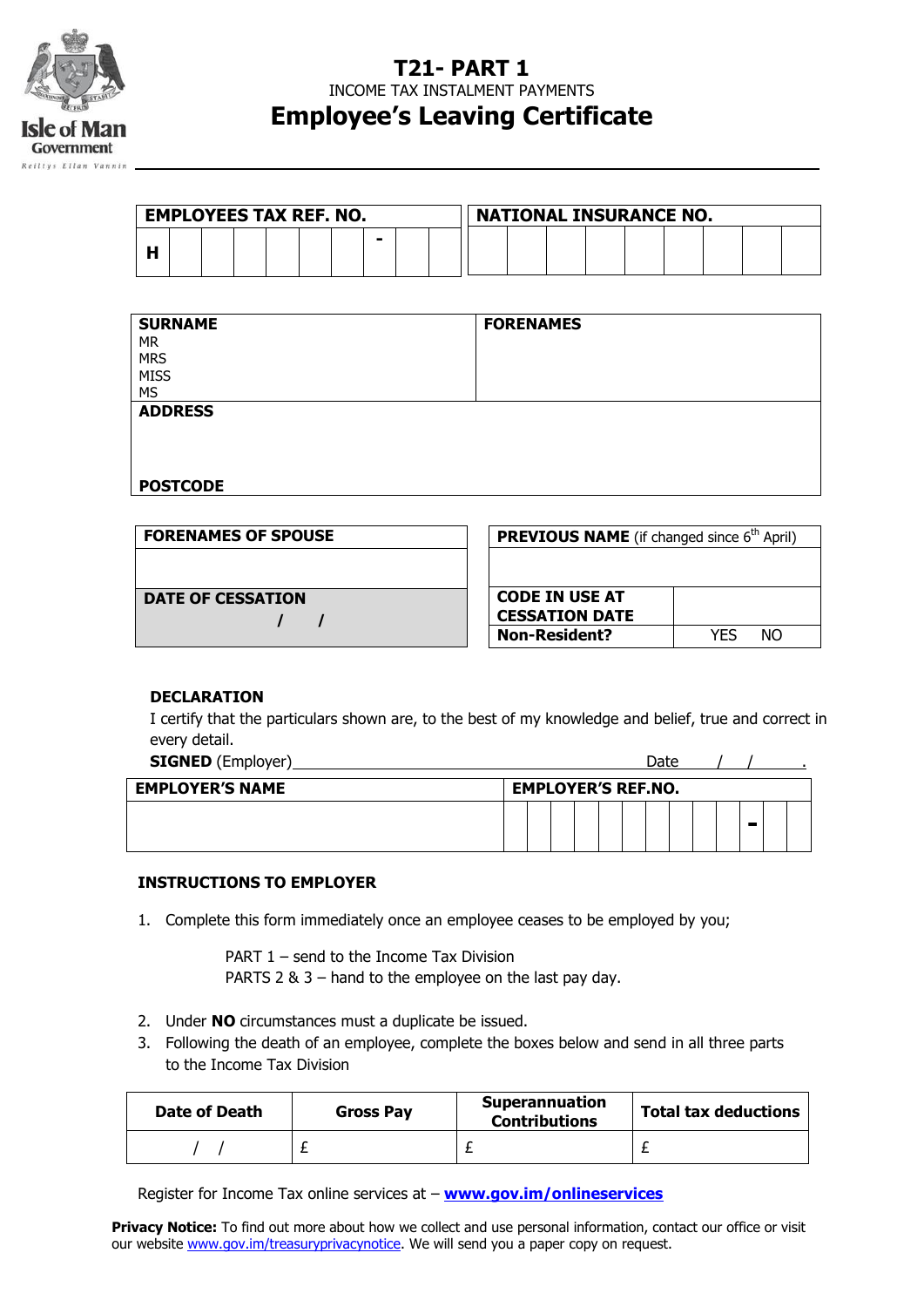Isle of Man Government
Reiltys Ellan Vannin

# T21- PART 1

INCOME TAX INSTALMENT PAYMENTS

# Employee's Leaving Certificate

| EMPLOYEES TAX REF. NO. | | | | | | | | | |
|---|---|---|---|---|---|---|---|---|---|
| H | | | | | | | - | | |

| NATIONAL INSURANCE NO. | | | | | | | | |
|---|---|---|---|---|---|---|---|---|
| | | | | | | | | |

| SURNAME<br>MR<br>MRS<br>MISS<br>MS | FORENAMES |
|---|---|
| ADDRESS<br><br><br>POSTCODE | |

| FORENAMES OF SPOUSE | |
|---|---|
| | |
| DATE OF CESSATION<br>/ / | |

| PREVIOUS NAME (if changed since 6th April) | |
|---|---|
| | |
| CODE IN USE AT CESSATION DATE | |
| Non-Resident? | YES NO |

**DECLARATION**

I certify that the particulars shown are, to the best of my knowledge and belief, true and correct in every detail.

**SIGNED** (Employer)\_\_\_\_\_\_\_\_\_\_\_\_\_\_\_\_\_\_\_\_\_\_\_\_\_\_\_\_\_\_ Date \_\_\_/\_\_\_/\_\_\_\_\_.

| EMPLOYER'S NAME | EMPLOYER'S REF.NO. | | | | | | | | | | | | |
|---|---|---|---|---|---|---|---|---|---|---|---|---|---|
| | | | | | | | | | | | - | | |

**INSTRUCTIONS TO EMPLOYER**

1. Complete this form immediately once an employee ceases to be employed by you;

   PART 1 – send to the Income Tax Division
   PARTS 2 & 3 – hand to the employee on the last pay day.

2. Under **NO** circumstances must a duplicate be issued.
3. Following the death of an employee, complete the boxes below and send in all three parts to the Income Tax Division

| Date of Death | Gross Pay | Superannuation Contributions | Total tax deductions |
|---|---|---|---|
| / / | £ | £ | £ |

Register for Income Tax online services at – **www.gov.im/onlineservices**

**Privacy Notice:** To find out more about how we collect and use personal information, contact our office or visit our website www.gov.im/treasuryprivacynotice. We will send you a paper copy on request.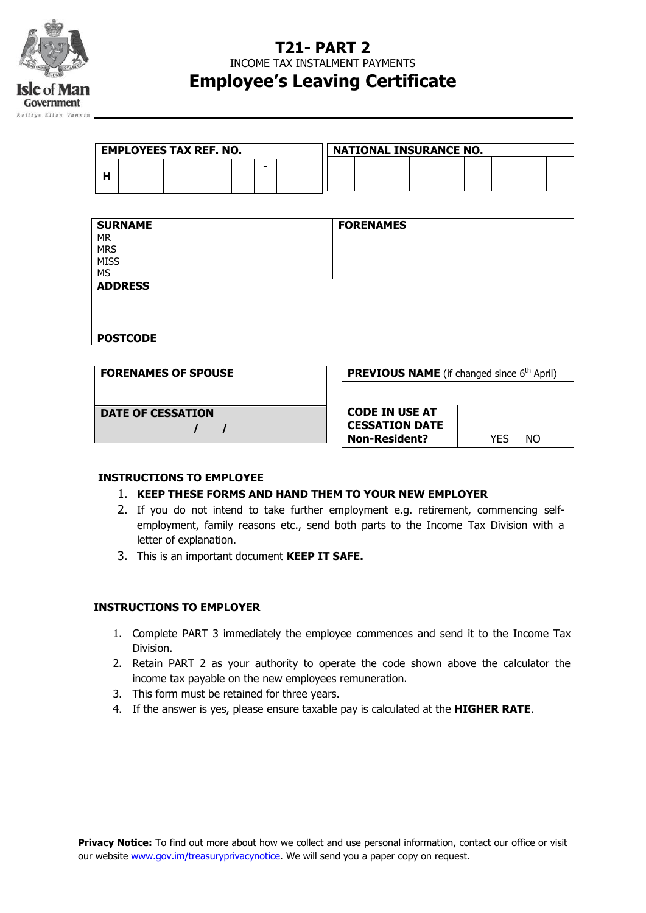Isle of Man Government

Reiltys Ellan Vannin

# T21- PART 2

INCOME TAX INSTALMENT PAYMENTS

# Employee's Leaving Certificate

| EMPLOYEES TAX REF. NO. | | | | | | | | | |
|---|---|---|---|---|---|---|---|---|---|
| H | | | | | | | - | | |

| NATIONAL INSURANCE NO. | | | | | | | | |
|---|---|---|---|---|---|---|---|---|
| | | | | | | | | |

| SURNAME | FORENAMES |
|---|---|
| MR<br>MRS<br>MISS<br>MS | |
| **ADDRESS**<br><br>**POSTCODE** | |

| FORENAMES OF SPOUSE |
|---|
| |
| **DATE OF CESSATION**<br>/ / |

| PREVIOUS NAME (if changed since 6th April) | |
|---|---|
| | |
| **CODE IN USE AT CESSATION DATE** | |
| **Non-Resident?** | YES NO |

**INSTRUCTIONS TO EMPLOYEE**

1. **KEEP THESE FORMS AND HAND THEM TO YOUR NEW EMPLOYER**
2. If you do not intend to take further employment e.g. retirement, commencing self-employment, family reasons etc., send both parts to the Income Tax Division with a letter of explanation.
3. This is an important document **KEEP IT SAFE.**

**INSTRUCTIONS TO EMPLOYER**

1. Complete PART 3 immediately the employee commences and send it to the Income Tax Division.
2. Retain PART 2 as your authority to operate the code shown above the calculator the income tax payable on the new employees remuneration.
3. This form must be retained for three years.
4. If the answer is yes, please ensure taxable pay is calculated at the **HIGHER RATE**.

**Privacy Notice:** To find out more about how we collect and use personal information, contact our office or visit our website www.gov.im/treasuryprivacynotice. We will send you a paper copy on request.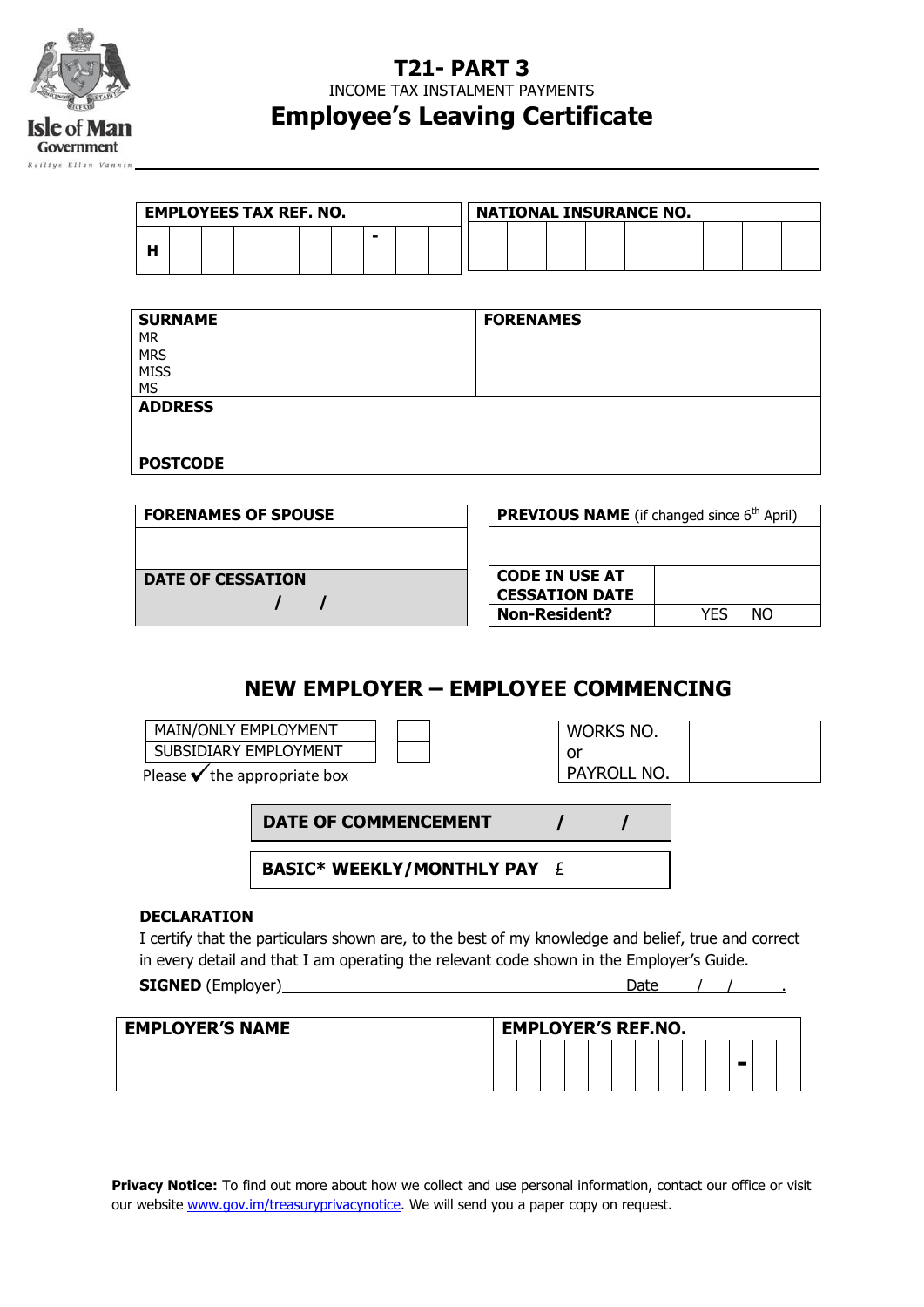Isle of Man Government

Reiltys Ellan Vannin

# T21- PART 3

INCOME TAX INSTALMENT PAYMENTS

# Employee's Leaving Certificate

| EMPLOYEES TAX REF. NO. | NATIONAL INSURANCE NO. |
|---|---|
| H       - | |

| SURNAME | FORENAMES |
|---|---|
| MR<br>MRS<br>MISS<br>MS | |
| **ADDRESS**<br><br>**POSTCODE** | |

| FORENAMES OF SPOUSE | PREVIOUS NAME (if changed since 6th April) | |
|---|---|---|
| | | |
| **DATE OF CESSATION** / / | **CODE IN USE AT CESSATION DATE** | |
| | **Non-Resident?** | YES NO |

## NEW EMPLOYER – EMPLOYEE COMMENCING

| | |
|---|---|
| MAIN/ONLY EMPLOYMENT | |
| SUBSIDIARY EMPLOYMENT | |

Please ✓ the appropriate box

| WORKS NO. or PAYROLL NO. | |
|---|---|

**DATE OF COMMENCEMENT** / /

**BASIC* WEEKLY/MONTHLY PAY** £

**DECLARATION**

I certify that the particulars shown are, to the best of my knowledge and belief, true and correct in every detail and that I am operating the relevant code shown in the Employer's Guide.

**SIGNED** (Employer)\_\_\_\_\_\_\_\_\_\_\_\_\_\_\_\_\_\_\_\_\_\_\_\_\_\_\_\_\_\_\_\_\_\_\_\_ Date / / .

| EMPLOYER'S NAME | EMPLOYER'S REF.NO. |
|---|---|
| | - |

**Privacy Notice:** To find out more about how we collect and use personal information, contact our office or visit our website www.gov.im/treasuryprivacynotice. We will send you a paper copy on request.